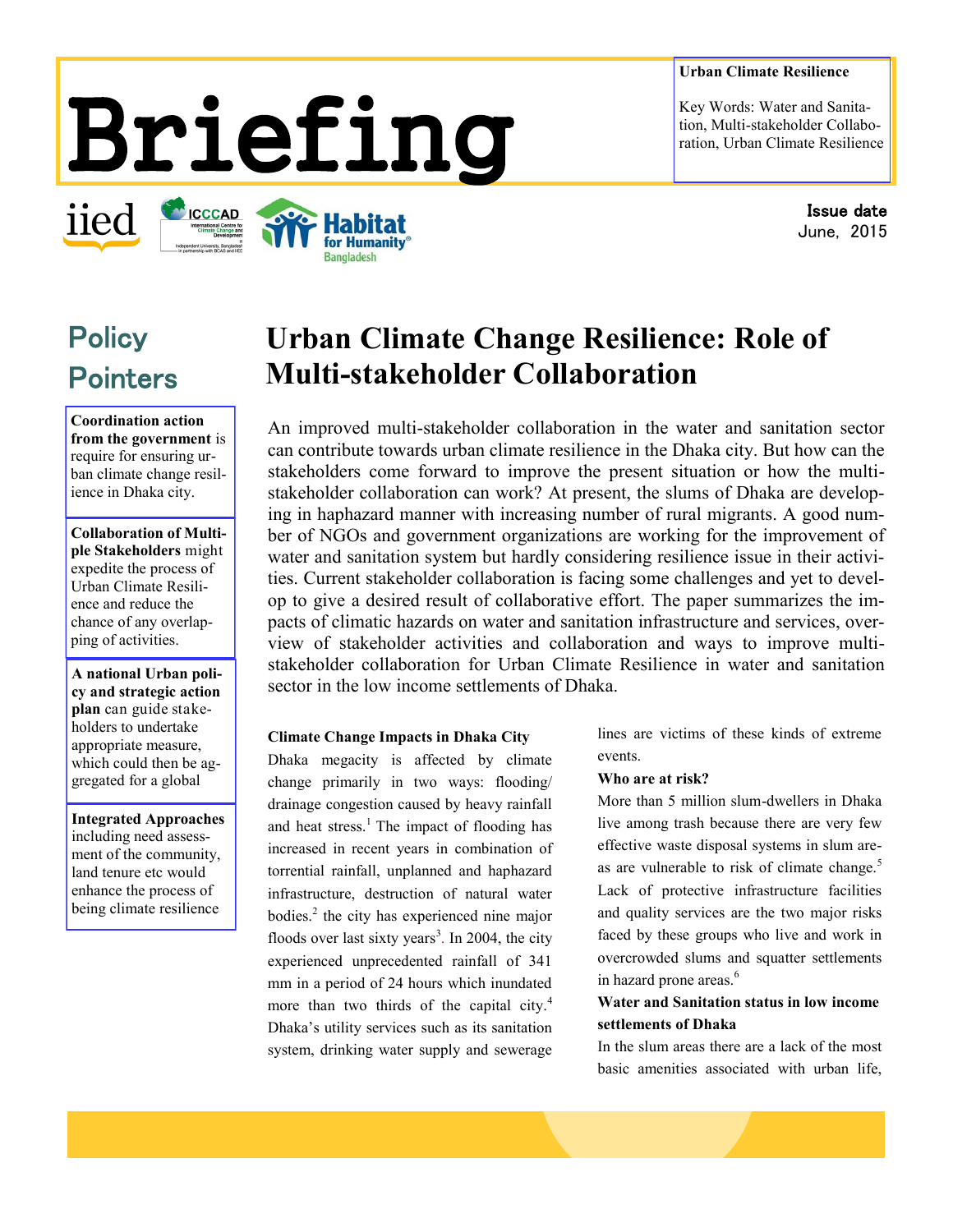# Briefing

**Urban Climate Resilience**

Key Words: Water and Sanitation, Multi-stakeholder Collaboration, Urban Climate Resilience

Issue date
June, 2015

## Policy Pointers

**Coordination action from the government** is require for ensuring urban climate change resilience in Dhaka city.

**Collaboration of Multiple Stakeholders** might expedite the process of Urban Climate Resilience and reduce the chance of any overlapping of activities.

**A national Urban policy and strategic action plan** can guide stakeholders to undertake appropriate measure, which could then be aggregated for a global

**Integrated Approaches** including need assessment of the community, land tenure etc would enhance the process of being climate resilience

# Urban Climate Change Resilience: Role of Multi-stakeholder Collaboration

An improved multi-stakeholder collaboration in the water and sanitation sector can contribute towards urban climate resilience in the Dhaka city. But how can the stakeholders come forward to improve the present situation or how the multi-stakeholder collaboration can work? At present, the slums of Dhaka are developing in haphazard manner with increasing number of rural migrants. A good number of NGOs and government organizations are working for the improvement of water and sanitation system but hardly considering resilience issue in their activities. Current stakeholder collaboration is facing some challenges and yet to develop to give a desired result of collaborative effort. The paper summarizes the impacts of climatic hazards on water and sanitation infrastructure and services, overview of stakeholder activities and collaboration and ways to improve multi-stakeholder collaboration for Urban Climate Resilience in water and sanitation sector in the low income settlements of Dhaka.

### Climate Change Impacts in Dhaka City

Dhaka megacity is affected by climate change primarily in two ways: flooding/ drainage congestion caused by heavy rainfall and heat stress.[1] The impact of flooding has increased in recent years in combination of torrential rainfall, unplanned and haphazard infrastructure, destruction of natural water bodies.[2] the city has experienced nine major floods over last sixty years[3]. In 2004, the city experienced unprecedented rainfall of 341 mm in a period of 24 hours which inundated more than two thirds of the capital city.[4] Dhaka's utility services such as its sanitation system, drinking water supply and sewerage lines are victims of these kinds of extreme events.

### Who are at risk?

More than 5 million slum-dwellers in Dhaka live among trash because there are very few effective waste disposal systems in slum areas are vulnerable to risk of climate change.[5] Lack of protective infrastructure facilities and quality services are the two major risks faced by these groups who live and work in overcrowded slums and squatter settlements in hazard prone areas.[6]

### Water and Sanitation status in low income settlements of Dhaka

In the slum areas there are a lack of the most basic amenities associated with urban life,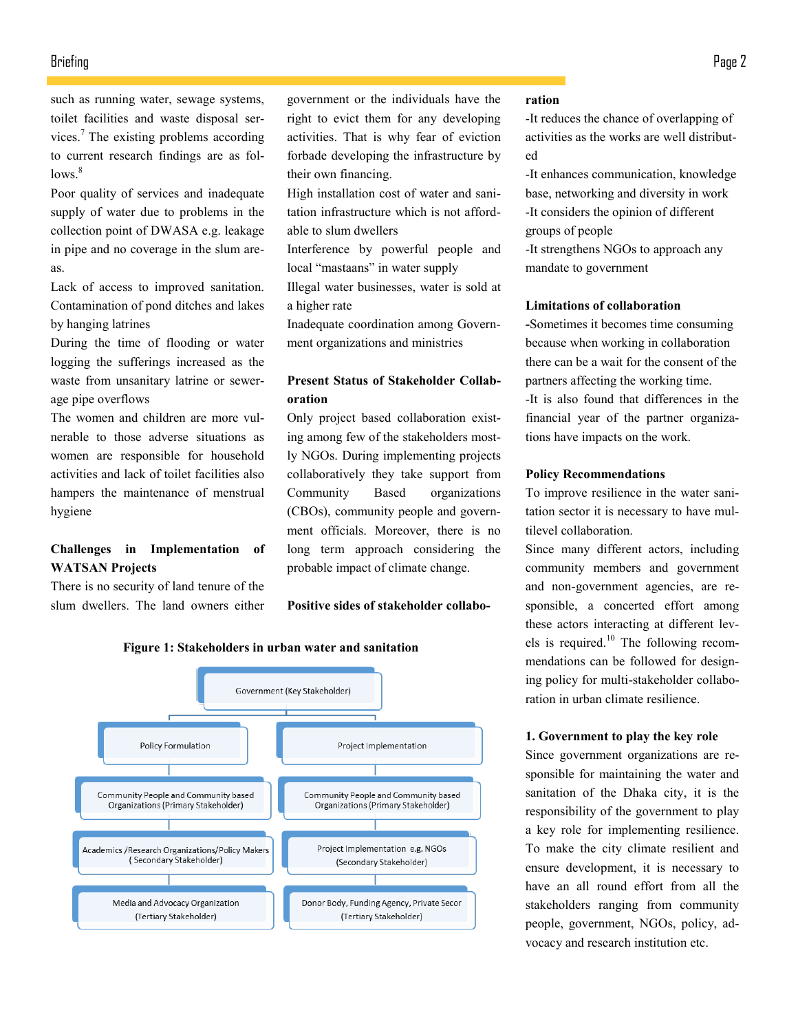such as running water, sewage systems, toilet facilities and waste disposal services.[7] The existing problems according to current research findings are as follows.[8]

Poor quality of services and inadequate supply of water due to problems in the collection point of DWASA e.g. leakage in pipe and no coverage in the slum areas.

Lack of access to improved sanitation. Contamination of pond ditches and lakes by hanging latrines

During the time of flooding or water logging the sufferings increased as the waste from unsanitary latrine or sewerage pipe overflows

The women and children are more vulnerable to those adverse situations as women are responsible for household activities and lack of toilet facilities also hampers the maintenance of menstrual hygiene

**Challenges in Implementation of WATSAN Projects**

There is no security of land tenure of the slum dwellers. The land owners either government or the individuals have the right to evict them for any developing activities. That is why fear of eviction forbade developing the infrastructure by their own financing.

High installation cost of water and sanitation infrastructure which is not affordable to slum dwellers

Interference by powerful people and local "mastaans" in water supply

Illegal water businesses, water is sold at a higher rate

Inadequate coordination among Government organizations and ministries

**Present Status of Stakeholder Collaboration**

Only project based collaboration existing among few of the stakeholders mostly NGOs. During implementing projects collaboratively they take support from Community Based organizations (CBOs), community people and government officials. Moreover, there is no long term approach considering the probable impact of climate change.

**Positive sides of stakeholder collaboration**

-It reduces the chance of overlapping of activities as the works are well distributed

-It enhances communication, knowledge base, networking and diversity in work

-It considers the opinion of different groups of people

-It strengthens NGOs to approach any mandate to government

**Limitations of collaboration**

-Sometimes it becomes time consuming because when working in collaboration there can be a wait for the consent of the partners affecting the working time.

-It is also found that differences in the financial year of the partner organizations have impacts on the work.

**Figure 1: Stakeholders in urban water and sanitation**

- Government (Key Stakeholder)
  - Policy Formulation
    - Community People and Community based Organizations (Primary Stakeholder)
    - Academics /Research Organizations/Policy Makers ( Secondary Stakeholder)
    - Media and Advocacy Organization (Tertiary Stakeholder)
  - Project Implementation
    - Community People and Community based Organizations (Primary Stakeholder)
    - Project Implementation e.g. NGOs (Secondary Stakeholder)
    - Donor Body, Funding Agency, Private Secor (Tertiary Stakeholder)

**Policy Recommendations**

To improve resilience in the water sanitation sector it is necessary to have multilevel collaboration.

Since many different actors, including community members and government and non-government agencies, are responsible, a concerted effort among these actors interacting at different levels is required.[10] The following recommendations can be followed for designing policy for multi-stakeholder collaboration in urban climate resilience.

**1. Government to play the key role**

Since government organizations are responsible for maintaining the water and sanitation of the Dhaka city, it is the responsibility of the government to play a key role for implementing resilience. To make the city climate resilient and ensure development, it is necessary to have an all round effort from all the stakeholders ranging from community people, government, NGOs, policy, advocacy and research institution etc.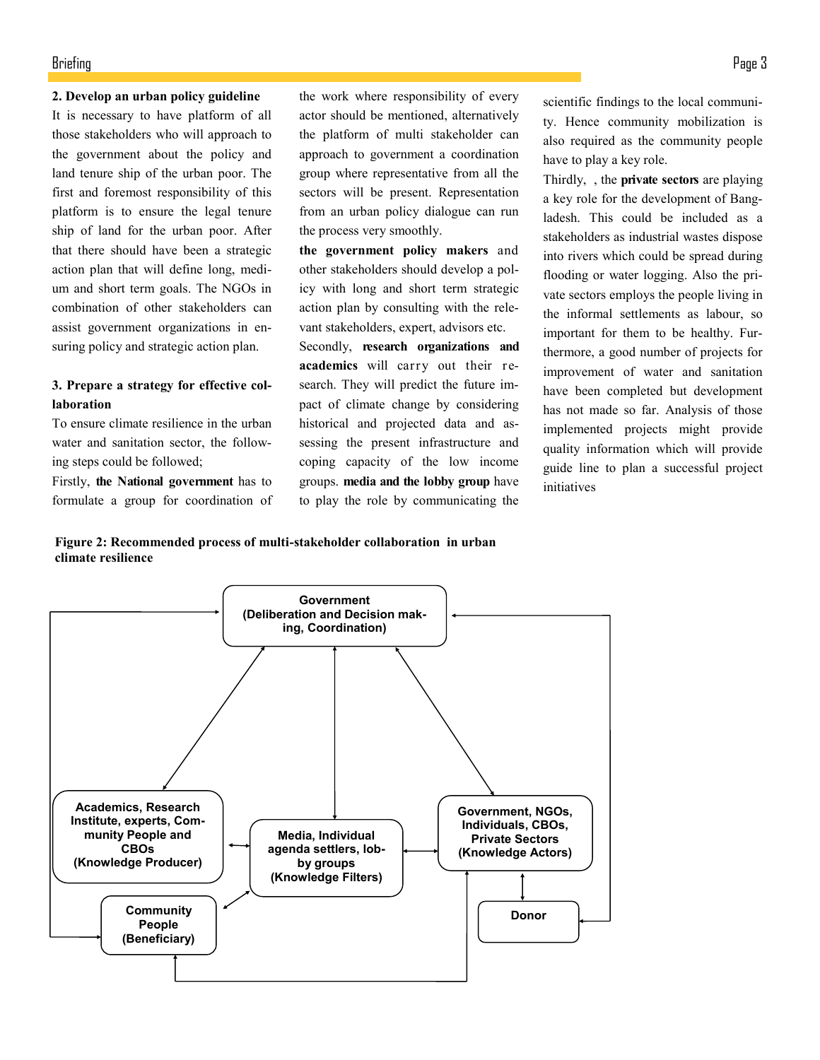**2. Develop an urban policy guideline**

It is necessary to have platform of all those stakeholders who will approach to the government about the policy and land tenure ship of the urban poor. The first and foremost responsibility of this platform is to ensure the legal tenure ship of land for the urban poor. After that there should have been a strategic action plan that will define long, medium and short term goals. The NGOs in combination of other stakeholders can assist government organizations in ensuring policy and strategic action plan.

**3. Prepare a strategy for effective collaboration**

To ensure climate resilience in the urban water and sanitation sector, the following steps could be followed;

Firstly, **the National government** has to formulate a group for coordination of the work where responsibility of every actor should be mentioned, alternatively the platform of multi stakeholder can approach to government a coordination group where representative from all the sectors will be present. Representation from an urban policy dialogue can run the process very smoothly.

**the government policy makers** and other stakeholders should develop a policy with long and short term strategic action plan by consulting with the relevant stakeholders, expert, advisors etc.

Secondly, **research organizations and academics** will carry out their research. They will predict the future impact of climate change by considering historical and projected data and assessing the present infrastructure and coping capacity of the low income groups. **media and the lobby group** have to play the role by communicating the scientific findings to the local community. Hence community mobilization is also required as the community people have to play a key role.

Thirdly, , the **private sectors** are playing a key role for the development of Bangladesh. This could be included as a stakeholders as industrial wastes dispose into rivers which could be spread during flooding or water logging. Also the private sectors employs the people living in the informal settlements as labour, so important for them to be healthy. Furthermore, a good number of projects for improvement of water and sanitation have been completed but development has not made so far. Analysis of those implemented projects might provide quality information which will provide guide line to plan a successful project initiatives

**Figure 2: Recommended process of multi-stakeholder collaboration in urban climate resilience**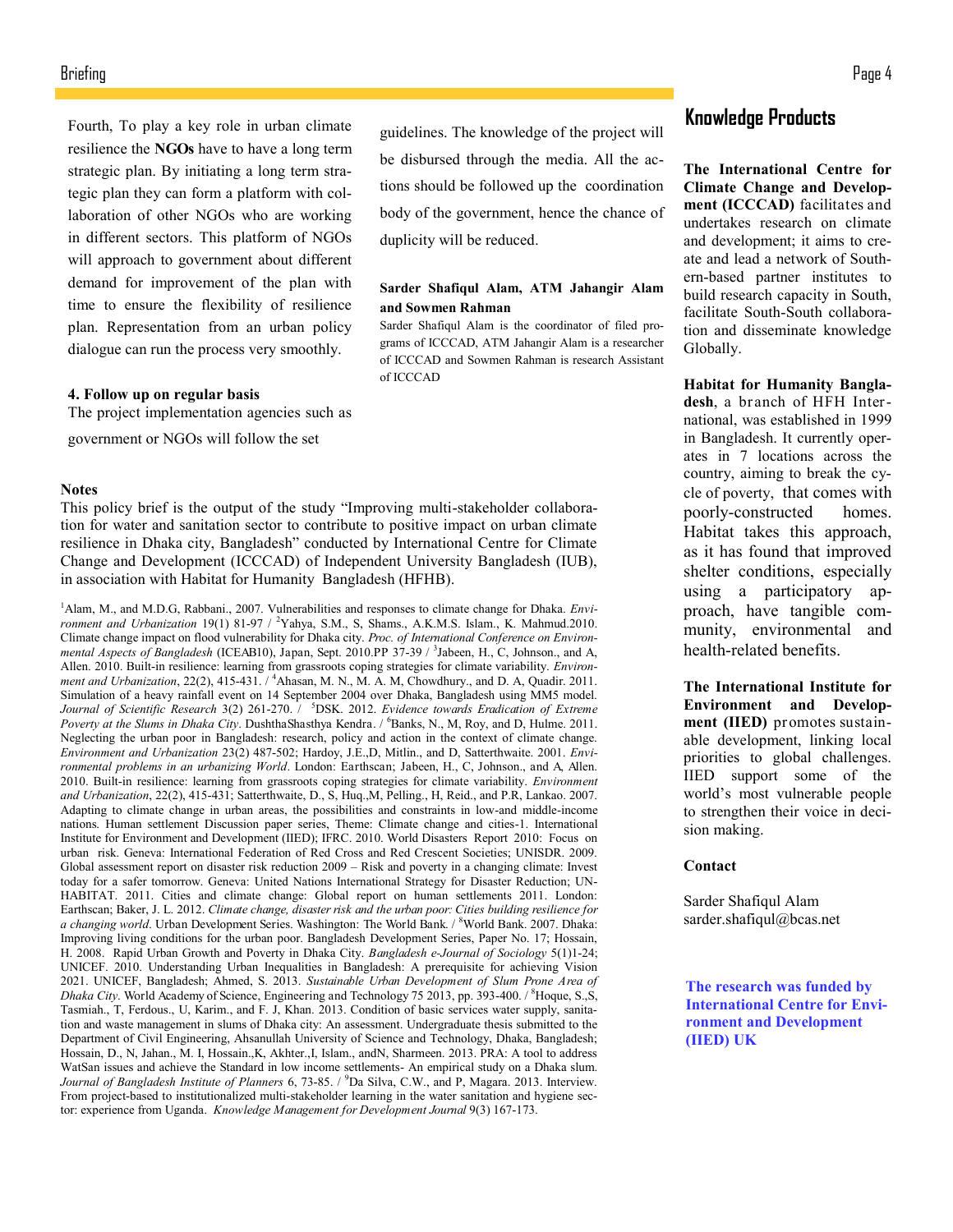Fourth, To play a key role in urban climate resilience the **NGOs** have to have a long term strategic plan. By initiating a long term strategic plan they can form a platform with collaboration of other NGOs who are working in different sectors. This platform of NGOs will approach to government about different demand for improvement of the plan with time to ensure the flexibility of resilience plan. Representation from an urban policy dialogue can run the process very smoothly.

**4. Follow up on regular basis**

The project implementation agencies such as government or NGOs will follow the set guidelines. The knowledge of the project will be disbursed through the media. All the actions should be followed up the coordination body of the government, hence the chance of duplicity will be reduced.

**Sarder Shafiqul Alam, ATM Jahangir Alam and Sowmen Rahman**

Sarder Shafiqul Alam is the coordinator of filed programs of ICCCAD, ATM Jahangir Alam is a researcher of ICCCAD and Sowmen Rahman is research Assistant of ICCCAD

**Notes**

This policy brief is the output of the study "Improving multi-stakeholder collaboration for water and sanitation sector to contribute to positive impact on urban climate resilience in Dhaka city, Bangladesh" conducted by International Centre for Climate Change and Development (ICCCAD) of Independent University Bangladesh (IUB), in association with Habitat for Humanity Bangladesh (HFHB).

[1]Alam, M., and M.D.G, Rabbani., 2007. Vulnerabilities and responses to climate change for Dhaka. *Environment and Urbanization* 19(1) 81-97 / [2]Yahya, S.M., S, Shams., A.K.M.S. Islam., K. Mahmud.2010. Climate change impact on flood vulnerability for Dhaka city. *Proc. of International Conference on Environmental Aspects of Bangladesh* (ICEAB10), Japan, Sept. 2010.PP 37-39 / [3]Jabeen, H., C, Johnson., and A, Allen. 2010. Built-in resilience: learning from grassroots coping strategies for climate variability. *Environment and Urbanization*, 22(2), 415-431. / [4]Ahasan, M. N., M. A. M, Chowdhury., and D. A, Quadir. 2011. Simulation of a heavy rainfall event on 14 September 2004 over Dhaka, Bangladesh using MM5 model. *Journal of Scientific Research* 3(2) 261-270. / [5]DSK. 2012. *Evidence towards Eradication of Extreme Poverty at the Slums in Dhaka City*. DushthaShasthya Kendra. / [6]Banks, N., M, Roy, and D, Hulme. 2011. Neglecting the urban poor in Bangladesh: research, policy and action in the context of climate change. *Environment and Urbanization* 23(2) 487-502; Hardoy, J.E.,D, Mitlin., and D, Satterthwaite. 2001. *Environmental problems in an urbanizing World*. London: Earthscan; Jabeen, H., C, Johnson., and A, Allen. 2010. Built-in resilience: learning from grassroots coping strategies for climate variability. *Environment and Urbanization*, 22(2), 415-431; Satterthwaite, D., S, Huq.,M, Pelling., H, Reid., and P.R, Lankao. 2007. Adapting to climate change in urban areas, the possibilities and constraints in low-and middle-income nations. Human settlement Discussion paper series, Theme: Climate change and cities-1. International Institute for Environment and Development (IIED); IFRC. 2010. World Disasters Report 2010: Focus on urban risk. Geneva: International Federation of Red Cross and Red Crescent Societies; UNISDR. 2009. Global assessment report on disaster risk reduction 2009 – Risk and poverty in a changing climate: Invest today for a safer tomorrow. Geneva: United Nations International Strategy for Disaster Reduction; UN-HABITAT. 2011. Cities and climate change: Global report on human settlements 2011. London: Earthscan; Baker, J. L. 2012. *Climate change, disaster risk and the urban poor: Cities building resilience for a changing world*. Urban Development Series. Washington: The World Bank. / [8]World Bank. 2007. Dhaka: Improving living conditions for the urban poor. Bangladesh Development Series, Paper No. 17; Hossain, H. 2008. Rapid Urban Growth and Poverty in Dhaka City. *Bangladesh e-Journal of Sociology* 5(1)1-24; UNICEF. 2010. Understanding Urban Inequalities in Bangladesh: A prerequisite for achieving Vision 2021. UNICEF, Bangladesh; Ahmed, S. 2013. *Sustainable Urban Development of Slum Prone Area of Dhaka City*. World Academy of Science, Engineering and Technology 75 2013, pp. 393-400. / [8]Hoque, S.,S, Tasmiah., T, Ferdous., U, Karim., and F. J, Khan. 2013. Condition of basic services water supply, sanitation and waste management in slums of Dhaka city: An assessment. Undergraduate thesis submitted to the Department of Civil Engineering, Ahsanullah University of Science and Technology, Dhaka, Bangladesh; Hossain, D., N, Jahan., M. I, Hossain.,K, Akhter.,I, Islam., andN, Sharmeen. 2013. PRA: A tool to address WatSan issues and achieve the Standard in low income settlements- An empirical study on a Dhaka slum. *Journal of Bangladesh Institute of Planners* 6, 73-85. / [9]Da Silva, C.W., and P, Magara. 2013. Interview. From project-based to institutionalized multi-stakeholder learning in the water sanitation and hygiene sector: experience from Uganda. *Knowledge Management for Development Journal* 9(3) 167-173.

## Knowledge Products

**The International Centre for Climate Change and Development (ICCCAD)** facilitates and undertakes research on climate and development; it aims to create and lead a network of Southern-based partner institutes to build research capacity in South, facilitate South-South collaboration and disseminate knowledge Globally.

**Habitat for Humanity Bangladesh**, a branch of HFH International, was established in 1999 in Bangladesh. It currently operates in 7 locations across the country, aiming to break the cycle of poverty, that comes with poorly-constructed homes. Habitat takes this approach, as it has found that improved shelter conditions, especially using a participatory approach, have tangible community, environmental and health-related benefits.

**The International Institute for Environment and Development (IIED)** promotes sustainable development, linking local priorities to global challenges. IIED support some of the world's most vulnerable people to strengthen their voice in decision making.

**Contact**

Sarder Shafiqul Alam
sarder.shafiqul@bcas.net

**The research was funded by International Centre for Environment and Development (IIED) UK**